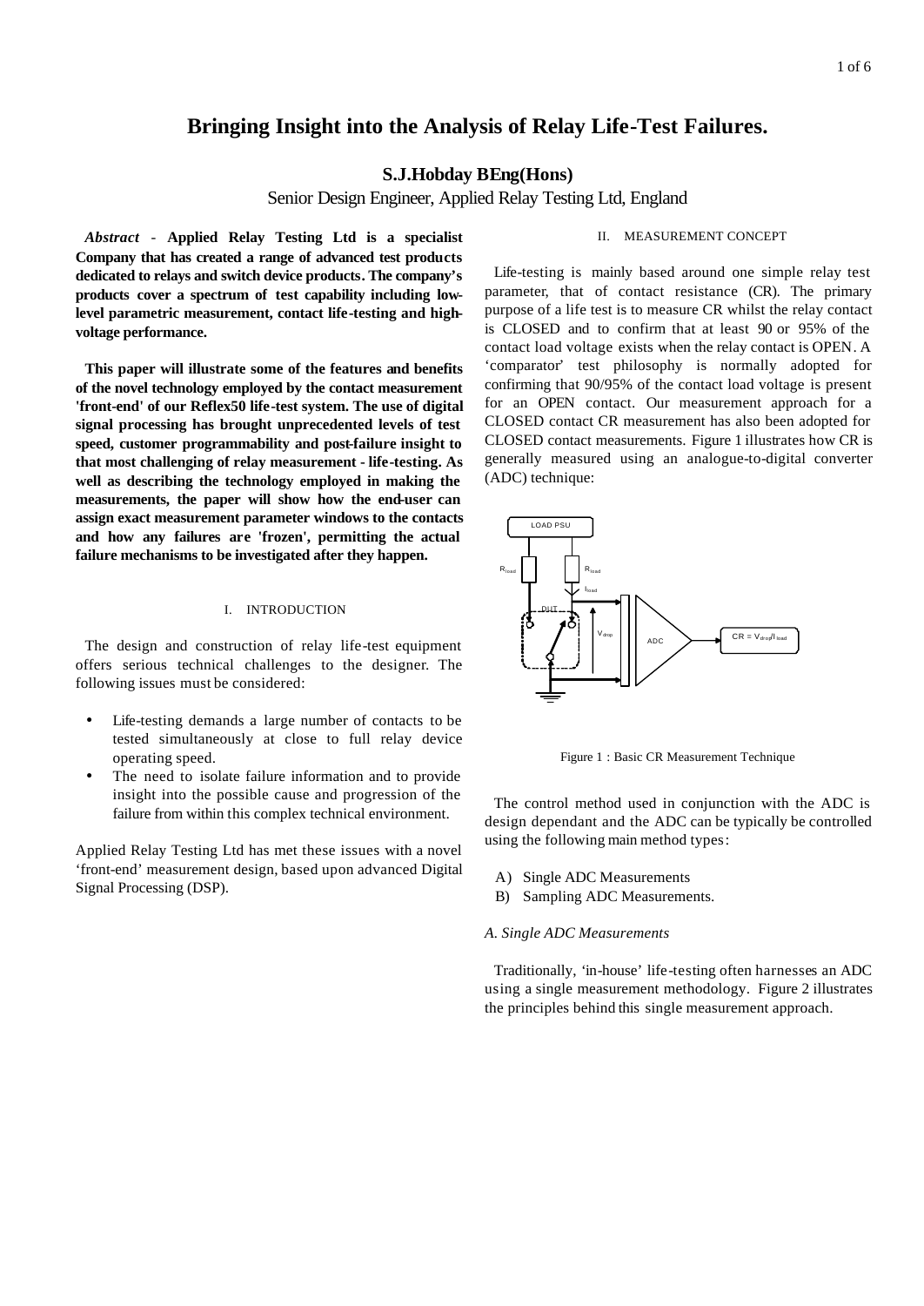// OCR of page 1 of 6, document a473d3b5492d
# Bringing Insight into the Analysis of Relay Life-Test Failures.

**S.J.Hobday BEng(Hons)**

Senior Design Engineer, Applied Relay Testing Ltd, England

***Abstract*** - **Applied Relay Testing Ltd is a specialist Company that has created a range of advanced test products dedicated to relays and switch device products. The company's products cover a spectrum of test capability including low-level parametric measurement, contact life-testing and high-voltage performance.**

**This paper will illustrate some of the features and benefits of the novel technology employed by the contact measurement 'front-end' of our Reflex50 life-test system. The use of digital signal processing has brought unprecedented levels of test speed, customer programmability and post-failure insight to that most challenging of relay measurement - life-testing. As well as describing the technology employed in making the measurements, the paper will show how the end-user can assign exact measurement parameter windows to the contacts and how any failures are 'frozen', permitting the actual failure mechanisms to be investigated after they happen.**

## I. INTRODUCTION

The design and construction of relay life-test equipment offers serious technical challenges to the designer. The following issues must be considered:

- Life-testing demands a large number of contacts to be tested simultaneously at close to full relay device operating speed.
- The need to isolate failure information and to provide insight into the possible cause and progression of the failure from within this complex technical environment.

Applied Relay Testing Ltd has met these issues with a novel 'front-end' measurement design, based upon advanced Digital Signal Processing (DSP).

## II. MEASUREMENT CONCEPT

Life-testing is mainly based around one simple relay test parameter, that of contact resistance (CR). The primary purpose of a life test is to measure CR whilst the relay contact is CLOSED and to confirm that at least 90 or 95% of the contact load voltage exists when the relay contact is OPEN. A 'comparator' test philosophy is normally adopted for confirming that 90/95% of the contact load voltage is present for an OPEN contact. Our measurement approach for a CLOSED contact CR measurement has also been adopted for CLOSED contact measurements. Figure 1 illustrates how CR is generally measured using an analogue-to-digital converter (ADC) technique:

LOAD PSU

$R_{load}$ $R_{load}$ $I_{load}$ DUT $V_{drop}$ ADC $CR = V_{drop}/I_{load}$

Figure 1 : Basic CR Measurement Technique

The control method used in conjunction with the ADC is design dependant and the ADC can be typically be controlled using the following main method types:

A) Single ADC Measurements
B) Sampling ADC Measurements.

### *A. Single ADC Measurements*

Traditionally, 'in-house' life-testing often harnesses an ADC using a single measurement methodology. Figure 2 illustrates the principles behind this single measurement approach.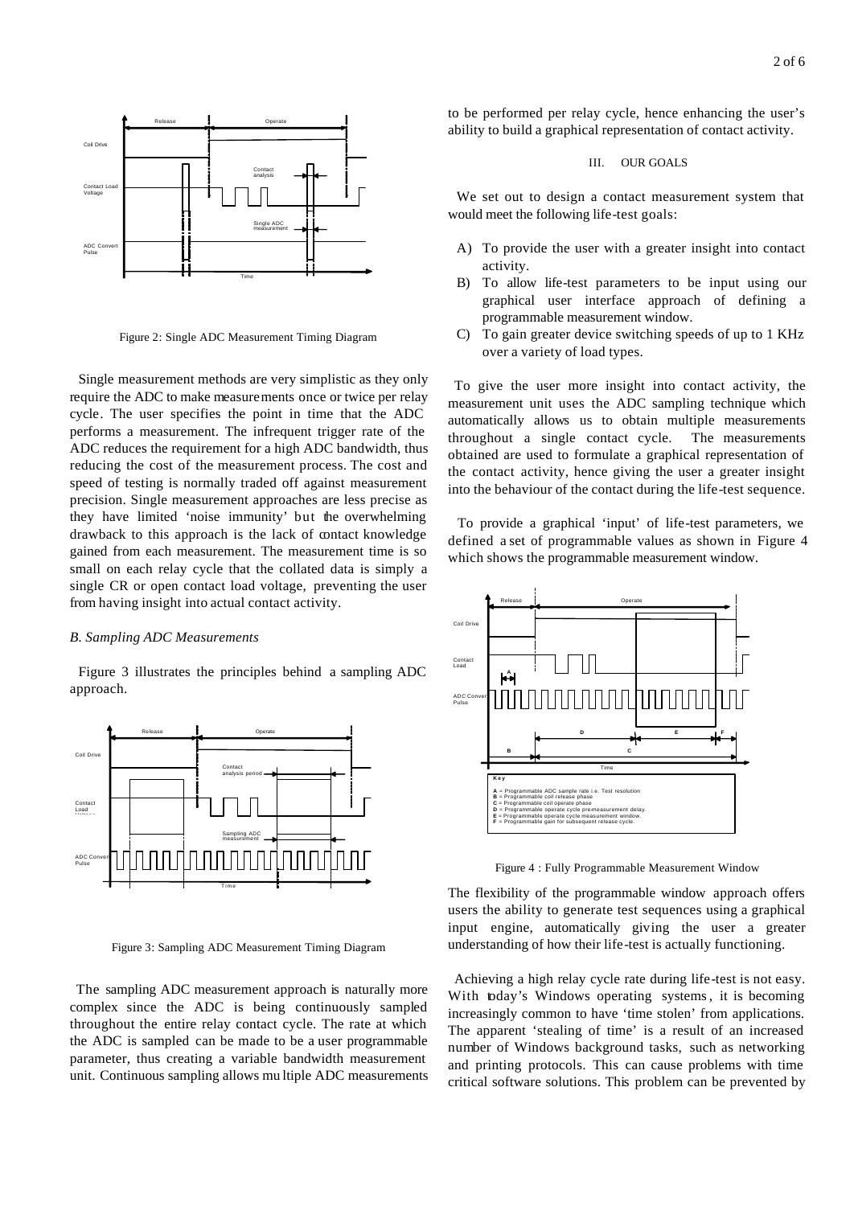Figure 2: Single ADC Measurement Timing Diagram

Single measurement methods are very simplistic as they only require the ADC to make measurements once or twice per relay cycle. The user specifies the point in time that the ADC performs a measurement. The infrequent trigger rate of the ADC reduces the requirement for a high ADC bandwidth, thus reducing the cost of the measurement process. The cost and speed of testing is normally traded off against measurement precision. Single measurement approaches are less precise as they have limited 'noise immunity' but the overwhelming drawback to this approach is the lack of contact knowledge gained from each measurement. The measurement time is so small on each relay cycle that the collated data is simply a single CR or open contact load voltage, preventing the user from having insight into actual contact activity.

### *B. Sampling ADC Measurements*

Figure 3 illustrates the principles behind a sampling ADC approach.

Figure 3: Sampling ADC Measurement Timing Diagram

The sampling ADC measurement approach is naturally more complex since the ADC is being continuously sampled throughout the entire relay contact cycle. The rate at which the ADC is sampled can be made to be a user programmable parameter, thus creating a variable bandwidth measurement unit. Continuous sampling allows multiple ADC measurements to be performed per relay cycle, hence enhancing the user's ability to build a graphical representation of contact activity.

## III. OUR GOALS

We set out to design a contact measurement system that would meet the following life-test goals:

A) To provide the user with a greater insight into contact activity.
B) To allow life-test parameters to be input using our graphical user interface approach of defining a programmable measurement window.
C) To gain greater device switching speeds of up to 1 KHz over a variety of load types.

To give the user more insight into contact activity, the measurement unit uses the ADC sampling technique which automatically allows us to obtain multiple measurements throughout a single contact cycle. The measurements obtained are used to formulate a graphical representation of the contact activity, hence giving the user a greater insight into the behaviour of the contact during the life-test sequence.

To provide a graphical 'input' of life-test parameters, we defined a set of programmable values as shown in Figure 4 which shows the programmable measurement window.

Figure 4 : Fully Programmable Measurement Window

The flexibility of the programmable window approach offers users the ability to generate test sequences using a graphical input engine, automatically giving the user a greater understanding of how their life-test is actually functioning.

Achieving a high relay cycle rate during life-test is not easy. With today's Windows operating systems, it is becoming increasingly common to have 'time stolen' from applications. The apparent 'stealing of time' is a result of an increased number of Windows background tasks, such as networking and printing protocols. This can cause problems with time critical software solutions. This problem can be prevented by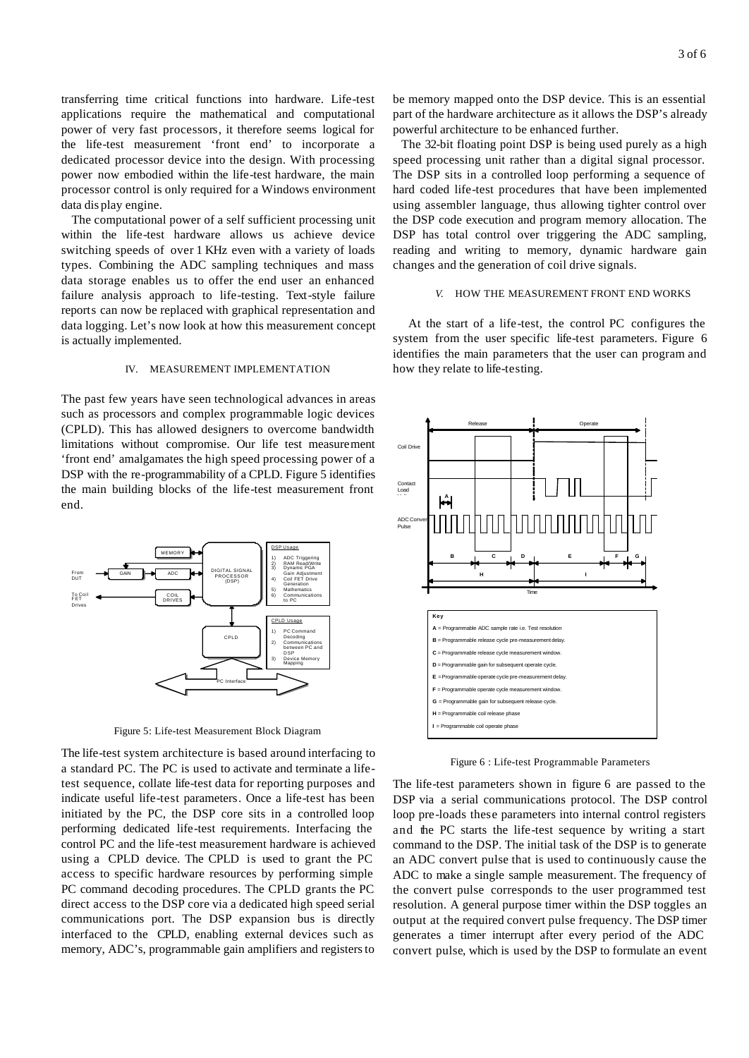transferring time critical functions into hardware. Life-test applications require the mathematical and computational power of very fast processors, it therefore seems logical for the life-test measurement 'front end' to incorporate a dedicated processor device into the design. With processing power now embodied within the life-test hardware, the main processor control is only required for a Windows environment data display engine.

The computational power of a self sufficient processing unit within the life-test hardware allows us achieve device switching speeds of over 1 KHz even with a variety of loads types. Combining the ADC sampling techniques and mass data storage enables us to offer the end user an enhanced failure analysis approach to life-testing. Text-style failure reports can now be replaced with graphical representation and data logging. Let's now look at how this measurement concept is actually implemented.

## IV. MEASUREMENT IMPLEMENTATION

The past few years have seen technological advances in areas such as processors and complex programmable logic devices (CPLD). This has allowed designers to overcome bandwidth limitations without compromise. Our life test measurement 'front end' amalgamates the high speed processing power of a DSP with the re-programmability of a CPLD. Figure 5 identifies the main building blocks of the life-test measurement front end.

Figure 5: Life-test Measurement Block Diagram

The life-test system architecture is based around interfacing to a standard PC. The PC is used to activate and terminate a life-test sequence, collate life-test data for reporting purposes and indicate useful life-test parameters. Once a life-test has been initiated by the PC, the DSP core sits in a controlled loop performing dedicated life-test requirements. Interfacing the control PC and the life-test measurement hardware is achieved using a CPLD device. The CPLD is used to grant the PC access to specific hardware resources by performing simple PC command decoding procedures. The CPLD grants the PC direct access to the DSP core via a dedicated high speed serial communications port. The DSP expansion bus is directly interfaced to the CPLD, enabling external devices such as memory, ADC's, programmable gain amplifiers and registers to be memory mapped onto the DSP device. This is an essential part of the hardware architecture as it allows the DSP's already powerful architecture to be enhanced further.

The 32-bit floating point DSP is being used purely as a high speed processing unit rather than a digital signal processor. The DSP sits in a controlled loop performing a sequence of hard coded life-test procedures that have been implemented using assembler language, thus allowing tighter control over the DSP code execution and program memory allocation. The DSP has total control over triggering the ADC sampling, reading and writing to memory, dynamic hardware gain changes and the generation of coil drive signals.

## V. HOW THE MEASUREMENT FRONT END WORKS

At the start of a life-test, the control PC configures the system from the user specific life-test parameters. Figure 6 identifies the main parameters that the user can program and how they relate to life-testing.

Figure 6 : Life-test Programmable Parameters

The life-test parameters shown in figure 6 are passed to the DSP via a serial communications protocol. The DSP control loop pre-loads these parameters into internal control registers and the PC starts the life-test sequence by writing a start command to the DSP. The initial task of the DSP is to generate an ADC convert pulse that is used to continuously cause the ADC to make a single sample measurement. The frequency of the convert pulse corresponds to the user programmed test resolution. A general purpose timer within the DSP toggles an output at the required convert pulse frequency. The DSP timer generates a timer interrupt after every period of the ADC convert pulse, which is used by the DSP to formulate an event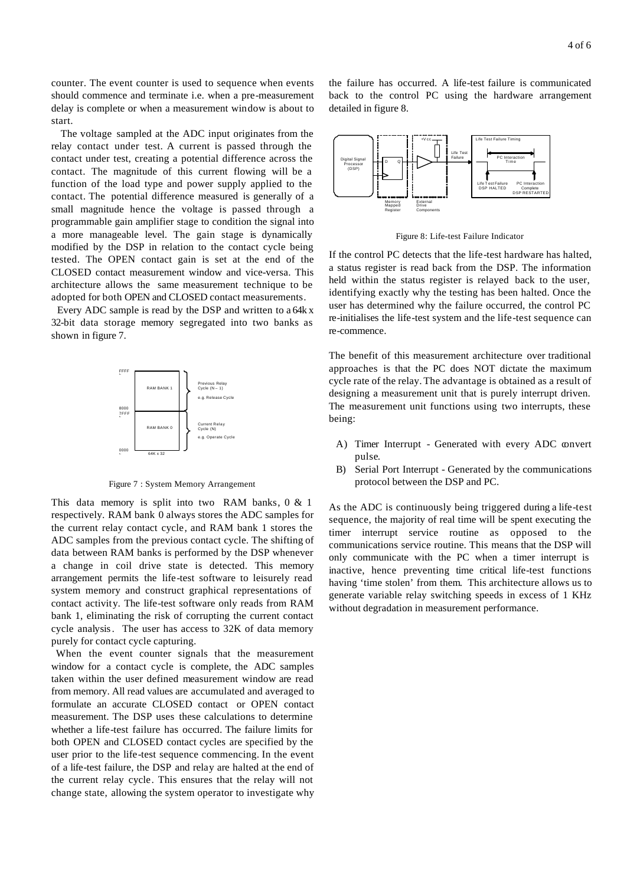counter. The event counter is used to sequence when events should commence and terminate i.e. when a pre-measurement delay is complete or when a measurement window is about to start.

The voltage sampled at the ADC input originates from the relay contact under test. A current is passed through the contact under test, creating a potential difference across the contact. The magnitude of this current flowing will be a function of the load type and power supply applied to the contact. The potential difference measured is generally of a small magnitude hence the voltage is passed through a programmable gain amplifier stage to condition the signal into a more manageable level. The gain stage is dynamically modified by the DSP in relation to the contact cycle being tested. The OPEN contact gain is set at the end of the CLOSED contact measurement window and vice-versa. This architecture allows the same measurement technique to be adopted for both OPEN and CLOSED contact measurements.

Every ADC sample is read by the DSP and written to a 64k x 32-bit data storage memory segregated into two banks as shown in figure 7.

Figure 7 : System Memory Arrangement

This data memory is split into two RAM banks, 0 & 1 respectively. RAM bank 0 always stores the ADC samples for the current relay contact cycle, and RAM bank 1 stores the ADC samples from the previous contact cycle. The shifting of data between RAM banks is performed by the DSP whenever a change in coil drive state is detected. This memory arrangement permits the life-test software to leisurely read system memory and construct graphical representations of contact activity. The life-test software only reads from RAM bank 1, eliminating the risk of corrupting the current contact cycle analysis. The user has access to 32K of data memory purely for contact cycle capturing.

When the event counter signals that the measurement window for a contact cycle is complete, the ADC samples taken within the user defined measurement window are read from memory. All read values are accumulated and averaged to formulate an accurate CLOSED contact or OPEN contact measurement. The DSP uses these calculations to determine whether a life-test failure has occurred. The failure limits for both OPEN and CLOSED contact cycles are specified by the user prior to the life-test sequence commencing. In the event of a life-test failure, the DSP and relay are halted at the end of the current relay cycle. This ensures that the relay will not change state, allowing the system operator to investigate why the failure has occurred. A life-test failure is communicated back to the control PC using the hardware arrangement detailed in figure 8.

Figure 8: Life-test Failure Indicator

If the control PC detects that the life-test hardware has halted, a status register is read back from the DSP. The information held within the status register is relayed back to the user, identifying exactly why the testing has been halted. Once the user has determined why the failure occurred, the control PC re-initialises the life-test system and the life-test sequence can re-commence.

The benefit of this measurement architecture over traditional approaches is that the PC does NOT dictate the maximum cycle rate of the relay. The advantage is obtained as a result of designing a measurement unit that is purely interrupt driven. The measurement unit functions using two interrupts, these being:

A) Timer Interrupt - Generated with every ADC convert pulse.
B) Serial Port Interrupt - Generated by the communications protocol between the DSP and PC.

As the ADC is continuously being triggered during a life-test sequence, the majority of real time will be spent executing the timer interrupt service routine as opposed to the communications service routine. This means that the DSP will only communicate with the PC when a timer interrupt is inactive, hence preventing time critical life-test functions having 'time stolen' from them. This architecture allows us to generate variable relay switching speeds in excess of 1 KHz without degradation in measurement performance.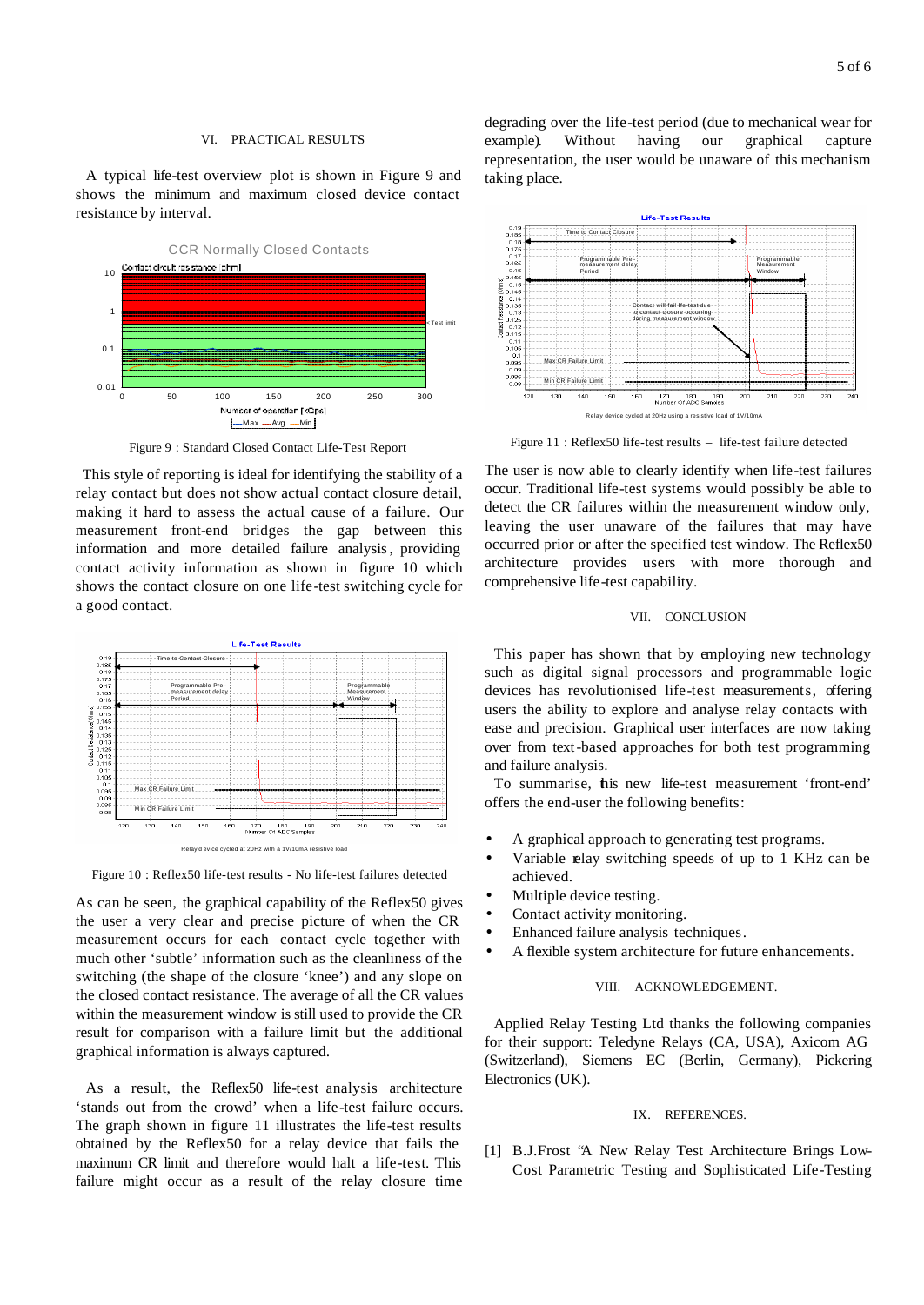## VI. PRACTICAL RESULTS

A typical life-test overview plot is shown in Figure 9 and shows the minimum and maximum closed device contact resistance by interval.

Figure 9 : Standard Closed Contact Life-Test Report

This style of reporting is ideal for identifying the stability of a relay contact but does not show actual contact closure detail, making it hard to assess the actual cause of a failure. Our measurement front-end bridges the gap between this information and more detailed failure analysis, providing contact activity information as shown in figure 10 which shows the contact closure on one life-test switching cycle for a good contact.

Figure 10 : Reflex50 life-test results - No life-test failures detected

As can be seen, the graphical capability of the Reflex50 gives the user a very clear and precise picture of when the CR measurement occurs for each contact cycle together with much other 'subtle' information such as the cleanliness of the switching (the shape of the closure 'knee') and any slope on the closed contact resistance. The average of all the CR values within the measurement window is still used to provide the CR result for comparison with a failure limit but the additional graphical information is always captured.

As a result, the Reflex50 life-test analysis architecture 'stands out from the crowd' when a life-test failure occurs. The graph shown in figure 11 illustrates the life-test results obtained by the Reflex50 for a relay device that fails the maximum CR limit and therefore would halt a life-test. This failure might occur as a result of the relay closure time degrading over the life-test period (due to mechanical wear for example). Without having our graphical capture representation, the user would be unaware of this mechanism taking place.

Figure 11 : Reflex50 life-test results – life-test failure detected

The user is now able to clearly identify when life-test failures occur. Traditional life-test systems would possibly be able to detect the CR failures within the measurement window only, leaving the user unaware of the failures that may have occurred prior or after the specified test window. The Reflex50 architecture provides users with more thorough and comprehensive life-test capability.

## VII. CONCLUSION

This paper has shown that by employing new technology such as digital signal processors and programmable logic devices has revolutionised life-test measurements, offering users the ability to explore and analyse relay contacts with ease and precision. Graphical user interfaces are now taking over from text-based approaches for both test programming and failure analysis.

To summarise, this new life-test measurement 'front-end' offers the end-user the following benefits:

- A graphical approach to generating test programs.
- Variable relay switching speeds of up to 1 KHz can be achieved.
- Multiple device testing.
- Contact activity monitoring.
- Enhanced failure analysis techniques.
- A flexible system architecture for future enhancements.

## VIII. ACKNOWLEDGEMENT.

Applied Relay Testing Ltd thanks the following companies for their support: Teledyne Relays (CA, USA), Axicom AG (Switzerland), Siemens EC (Berlin, Germany), Pickering Electronics (UK).

## IX. REFERENCES.

[1] B.J.Frost "A New Relay Test Architecture Brings Low-Cost Parametric Testing and Sophisticated Life-Testing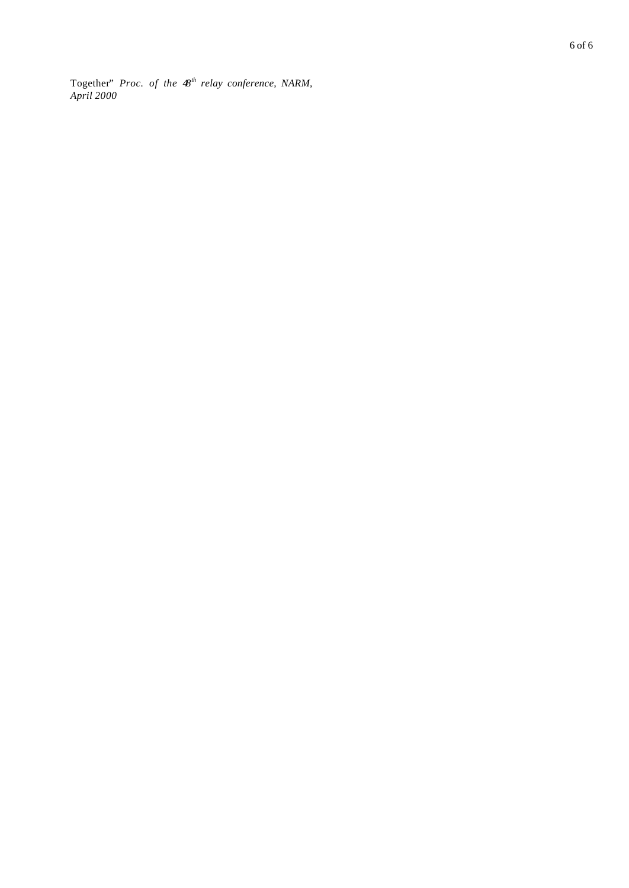Together" *Proc. of the 48$^{th}$ relay conference, NARM, April 2000*